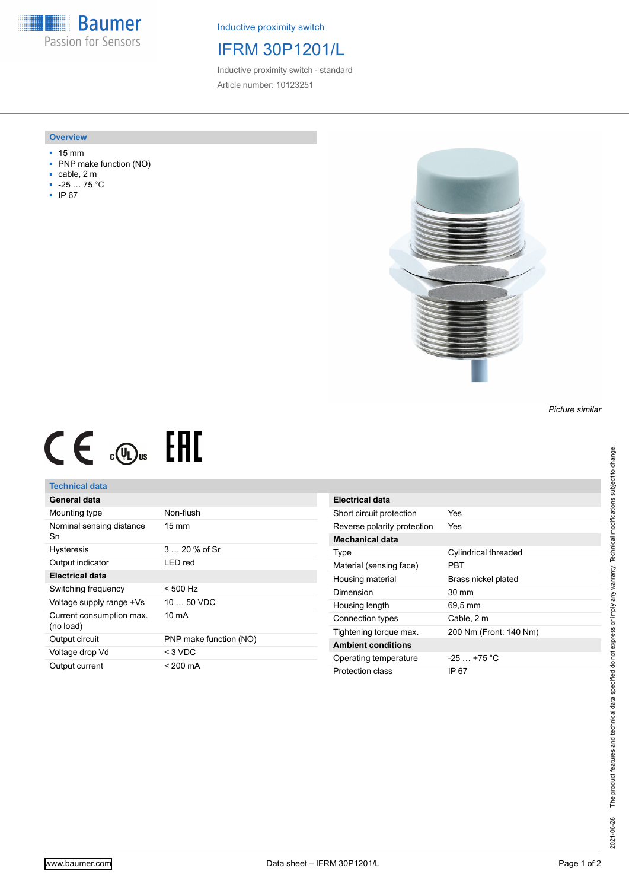Baumer
Passion for Sensors

Inductive proximity switch

# IFRM 30P1201/L

Inductive proximity switch - standard

Article number: 10123251

## Overview

- 15 mm
- PNP make function (NO)
- cable, 2 m
- -25 … 75 °C
- IP 67

*Picture similar*

## Technical data

| General data | |
|---|---|
| Mounting type | Non-flush |
| Nominal sensing distance Sn | 15 mm |
| Hysteresis | 3 … 20 % of Sr |
| Output indicator | LED red |
| **Electrical data** | |
| Switching frequency | < 500 Hz |
| Voltage supply range +Vs | 10 … 50 VDC |
| Current consumption max. (no load) | 10 mA |
| Output circuit | PNP make function (NO) |
| Voltage drop Vd | < 3 VDC |
| Output current | < 200 mA |

| Electrical data | |
|---|---|
| Short circuit protection | Yes |
| Reverse polarity protection | Yes |
| **Mechanical data** | |
| Type | Cylindrical threaded |
| Material (sensing face) | PBT |
| Housing material | Brass nickel plated |
| Dimension | 30 mm |
| Housing length | 69,5 mm |
| Connection types | Cable, 2 m |
| Tightening torque max. | 200 Nm (Front: 140 Nm) |
| **Ambient conditions** | |
| Operating temperature | -25 … +75 °C |
| Protection class | IP 67 |

The product features and technical data specified do not express or imply any warranty. Technical modifications subject to change.

2021-06-28

www.baumer.com

Data sheet – IFRM 30P1201/L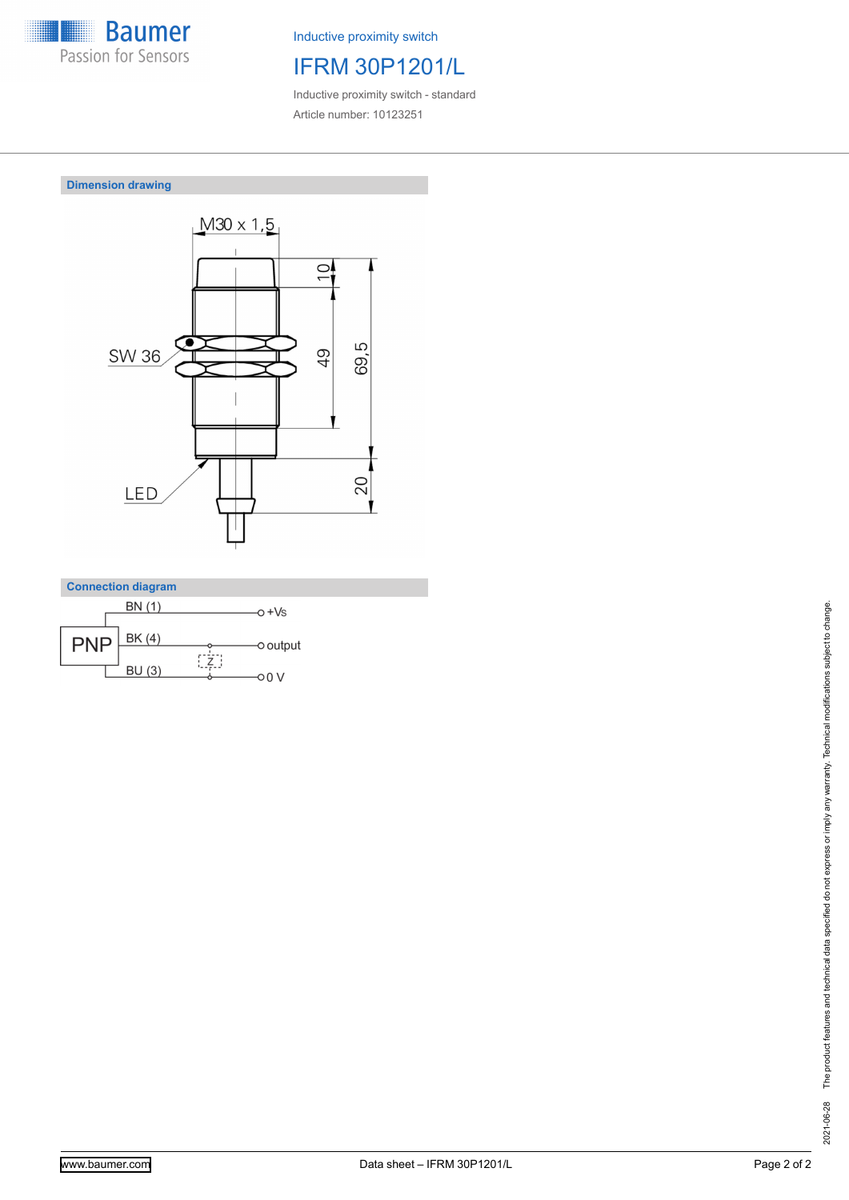Inductive proximity switch

# IFRM 30P1201/L

Inductive proximity switch - standard

Article number: 10123251

## Dimension drawing

M30 x 1,5

SW 36

LED

10

49

69,5

20

## Connection diagram

PNP

BN (1) +Vs

BK (4) output

Z

BU (3) 0 V

2021-06-28 The product features and technical data specified do not express or imply any warranty. Technical modifications subject to change.

www.baumer.com

Data sheet – IFRM 30P1201/L